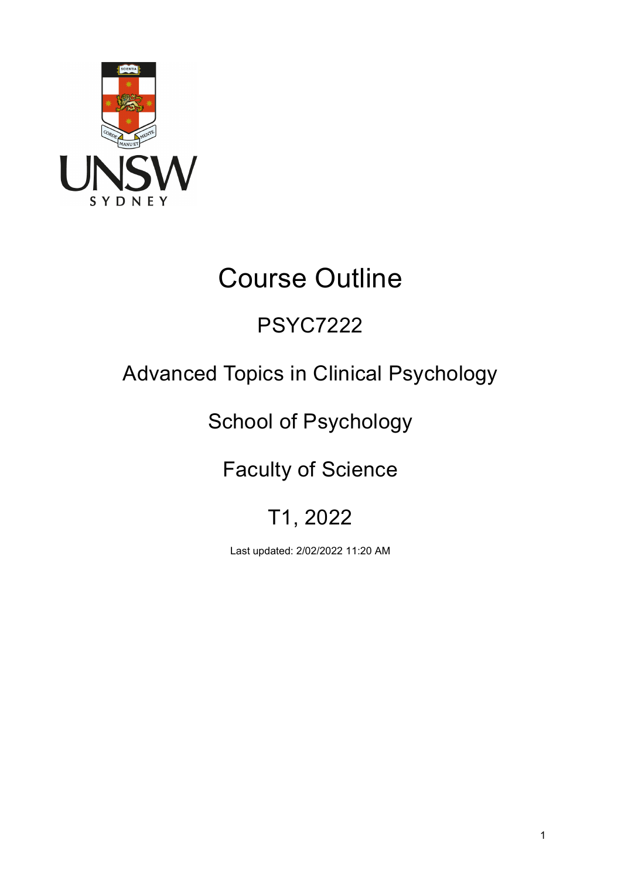# Course Outline

## PSYC7222

## Advanced Topics in Clinical Psychology

## School of Psychology

## Faculty of Science

## T1, 2022

Last updated: 2/02/2022 11:20 AM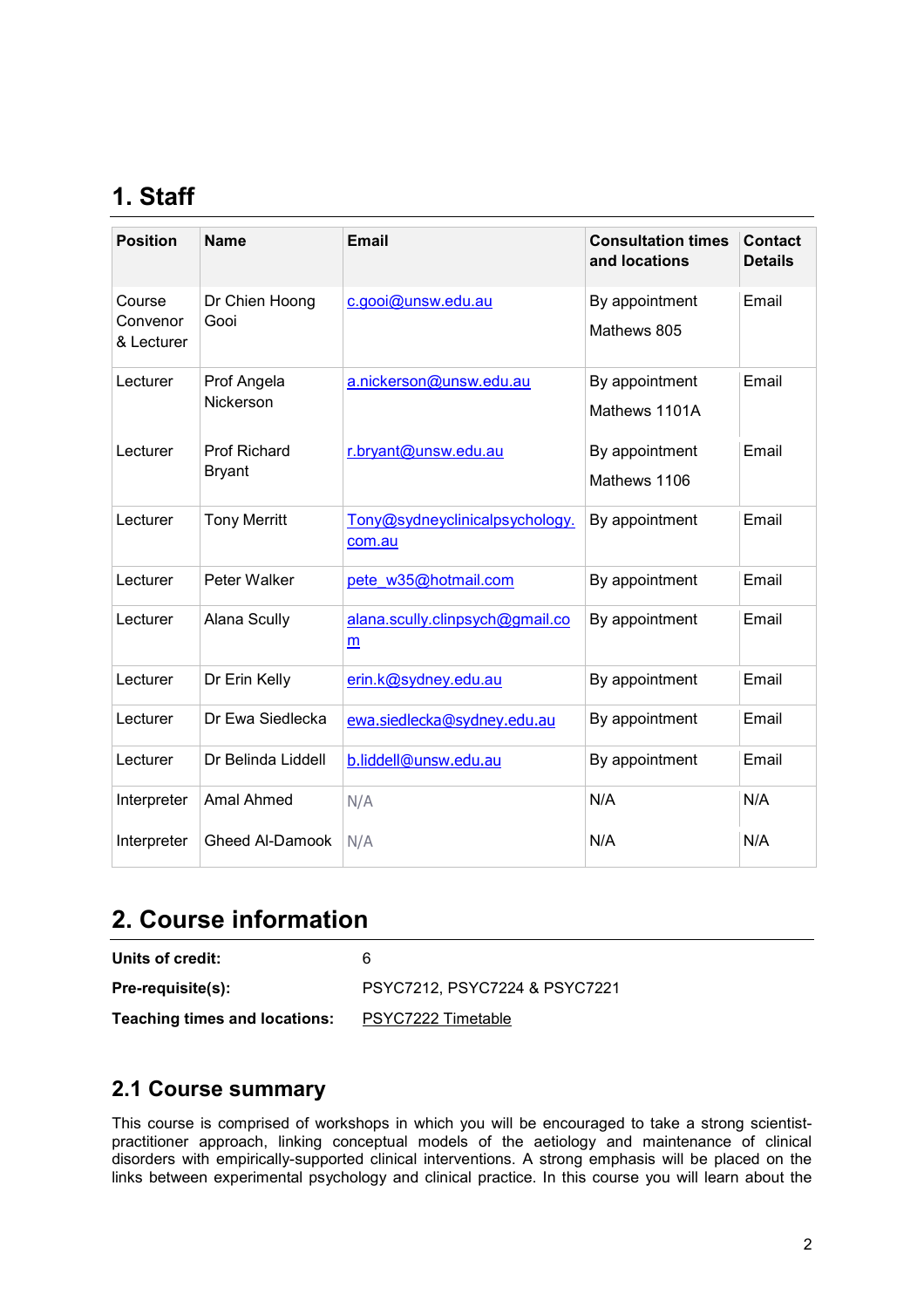## 1. Staff

| Position | Name | Email | Consultation times and locations | Contact Details |
|---|---|---|---|---|
| Course Convenor & Lecturer | Dr Chien Hoong Gooi | c.gooi@unsw.edu.au | By appointment<br>Mathews 805 | Email |
| Lecturer | Prof Angela Nickerson | a.nickerson@unsw.edu.au | By appointment<br>Mathews 1101A | Email |
| Lecturer | Prof Richard Bryant | r.bryant@unsw.edu.au | By appointment<br>Mathews 1106 | Email |
| Lecturer | Tony Merritt | Tony@sydneyclinicalpsychology.com.au | By appointment | Email |
| Lecturer | Peter Walker | pete_w35@hotmail.com | By appointment | Email |
| Lecturer | Alana Scully | alana.scully.clinpsych@gmail.com | By appointment | Email |
| Lecturer | Dr Erin Kelly | erin.k@sydney.edu.au | By appointment | Email |
| Lecturer | Dr Ewa Siedlecka | ewa.siedlecka@sydney.edu.au | By appointment | Email |
| Lecturer | Dr Belinda Liddell | b.liddell@unsw.edu.au | By appointment | Email |
| Interpreter | Amal Ahmed | N/A | N/A | N/A |
| Interpreter | Gheed Al-Damook | N/A | N/A | N/A |

## 2. Course information

**Units of credit:** 6

**Pre-requisite(s):** PSYC7212, PSYC7224 & PSYC7221

**Teaching times and locations:** PSYC7222 Timetable

### 2.1 Course summary

This course is comprised of workshops in which you will be encouraged to take a strong scientist-practitioner approach, linking conceptual models of the aetiology and maintenance of clinical disorders with empirically-supported clinical interventions. A strong emphasis will be placed on the links between experimental psychology and clinical practice. In this course you will learn about the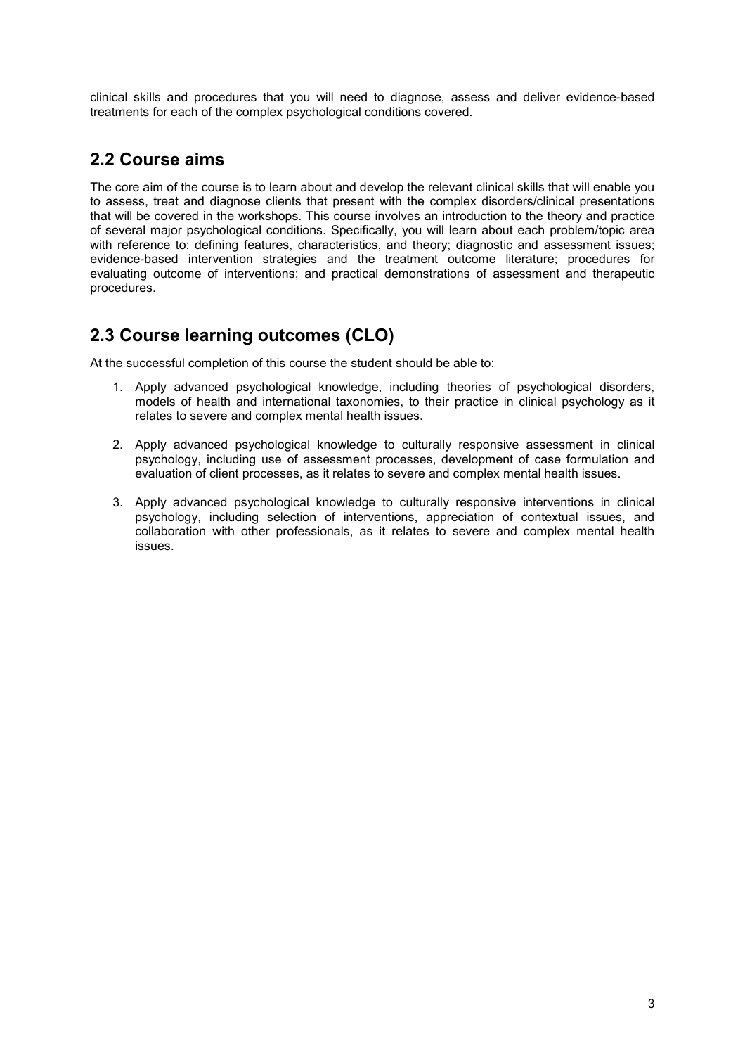clinical skills and procedures that you will need to diagnose, assess and deliver evidence-based treatments for each of the complex psychological conditions covered.

## 2.2 Course aims

The core aim of the course is to learn about and develop the relevant clinical skills that will enable you to assess, treat and diagnose clients that present with the complex disorders/clinical presentations that will be covered in the workshops. This course involves an introduction to the theory and practice of several major psychological conditions. Specifically, you will learn about each problem/topic area with reference to: defining features, characteristics, and theory; diagnostic and assessment issues; evidence-based intervention strategies and the treatment outcome literature; procedures for evaluating outcome of interventions; and practical demonstrations of assessment and therapeutic procedures.

## 2.3 Course learning outcomes (CLO)

At the successful completion of this course the student should be able to:

1. Apply advanced psychological knowledge, including theories of psychological disorders, models of health and international taxonomies, to their practice in clinical psychology as it relates to severe and complex mental health issues.
2. Apply advanced psychological knowledge to culturally responsive assessment in clinical psychology, including use of assessment processes, development of case formulation and evaluation of client processes, as it relates to severe and complex mental health issues.
3. Apply advanced psychological knowledge to culturally responsive interventions in clinical psychology, including selection of interventions, appreciation of contextual issues, and collaboration with other professionals, as it relates to severe and complex mental health issues.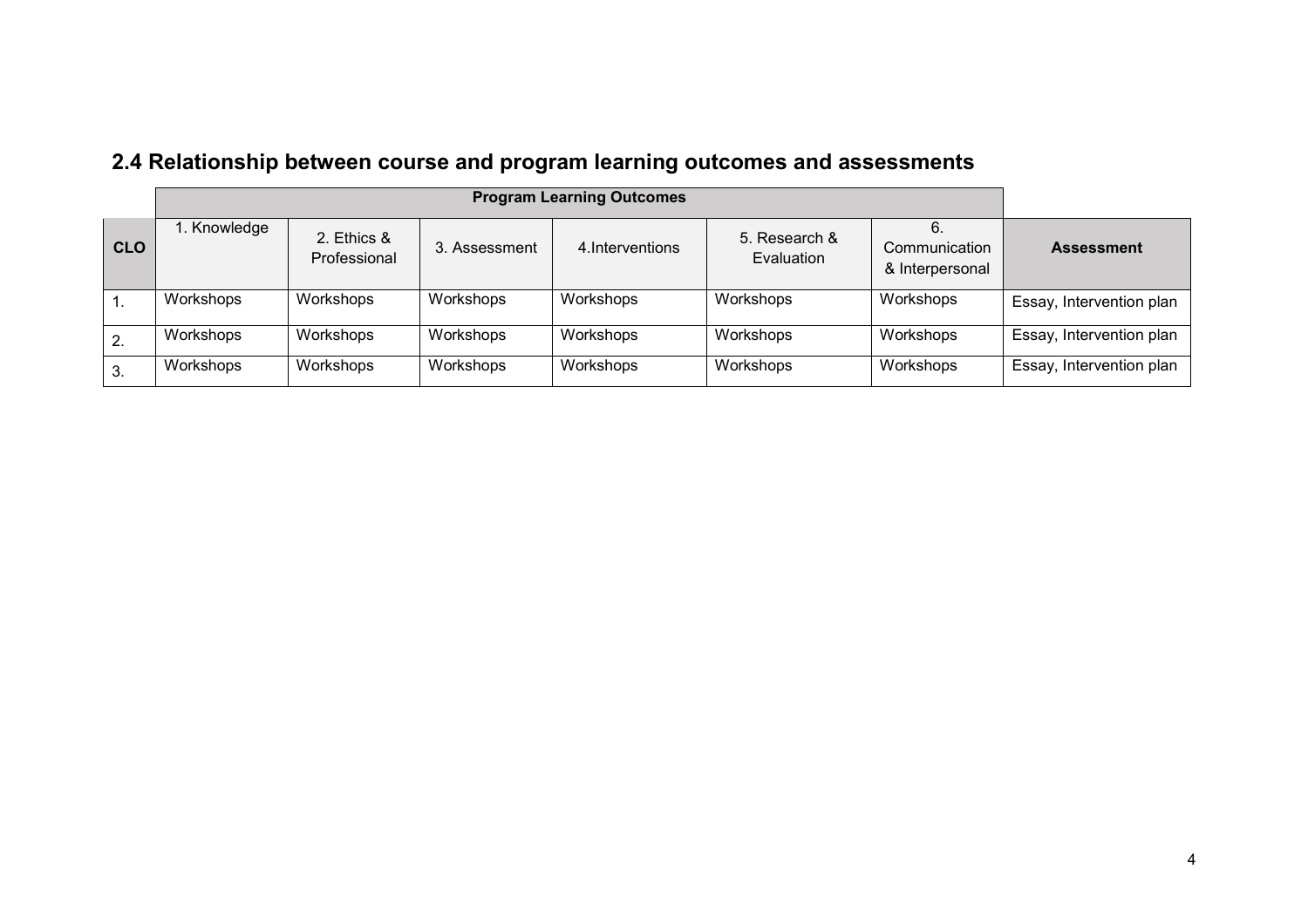## 2.4 Relationship between course and program learning outcomes and assessments

| | Program Learning Outcomes | | | | | | |
|---|---|---|---|---|---|---|---|
| **CLO** | 1. Knowledge | 2. Ethics & Professional | 3. Assessment | 4.Interventions | 5. Research & Evaluation | 6. Communication & Interpersonal | **Assessment** |
| 1. | Workshops | Workshops | Workshops | Workshops | Workshops | Workshops | Essay, Intervention plan |
| 2. | Workshops | Workshops | Workshops | Workshops | Workshops | Workshops | Essay, Intervention plan |
| 3. | Workshops | Workshops | Workshops | Workshops | Workshops | Workshops | Essay, Intervention plan |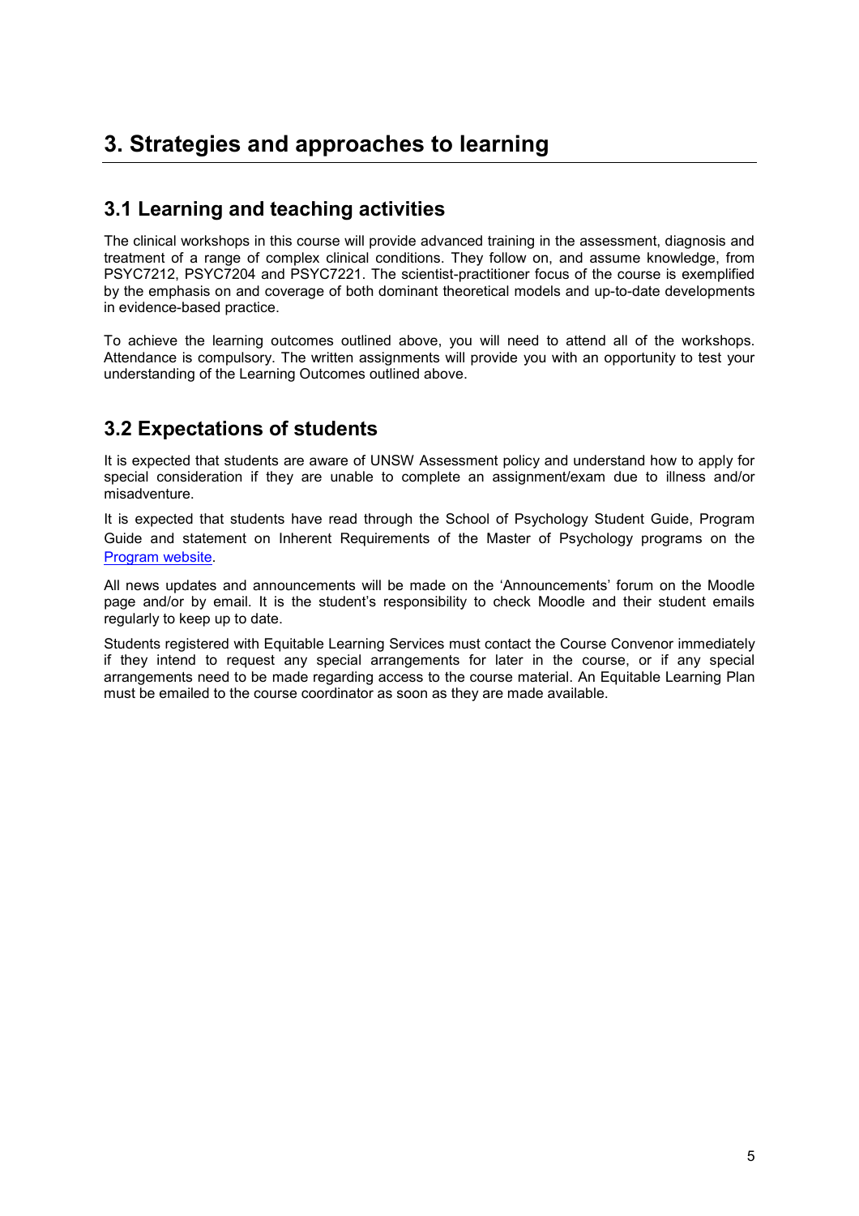# 3. Strategies and approaches to learning

## 3.1 Learning and teaching activities

The clinical workshops in this course will provide advanced training in the assessment, diagnosis and treatment of a range of complex clinical conditions. They follow on, and assume knowledge, from PSYC7212, PSYC7204 and PSYC7221. The scientist-practitioner focus of the course is exemplified by the emphasis on and coverage of both dominant theoretical models and up-to-date developments in evidence-based practice.

To achieve the learning outcomes outlined above, you will need to attend all of the workshops. Attendance is compulsory. The written assignments will provide you with an opportunity to test your understanding of the Learning Outcomes outlined above.

## 3.2 Expectations of students

It is expected that students are aware of UNSW Assessment policy and understand how to apply for special consideration if they are unable to complete an assignment/exam due to illness and/or misadventure.

It is expected that students have read through the School of Psychology Student Guide, Program Guide and statement on Inherent Requirements of the Master of Psychology programs on the Program website.

All news updates and announcements will be made on the 'Announcements' forum on the Moodle page and/or by email. It is the student's responsibility to check Moodle and their student emails regularly to keep up to date.

Students registered with Equitable Learning Services must contact the Course Convenor immediately if they intend to request any special arrangements for later in the course, or if any special arrangements need to be made regarding access to the course material. An Equitable Learning Plan must be emailed to the course coordinator as soon as they are made available.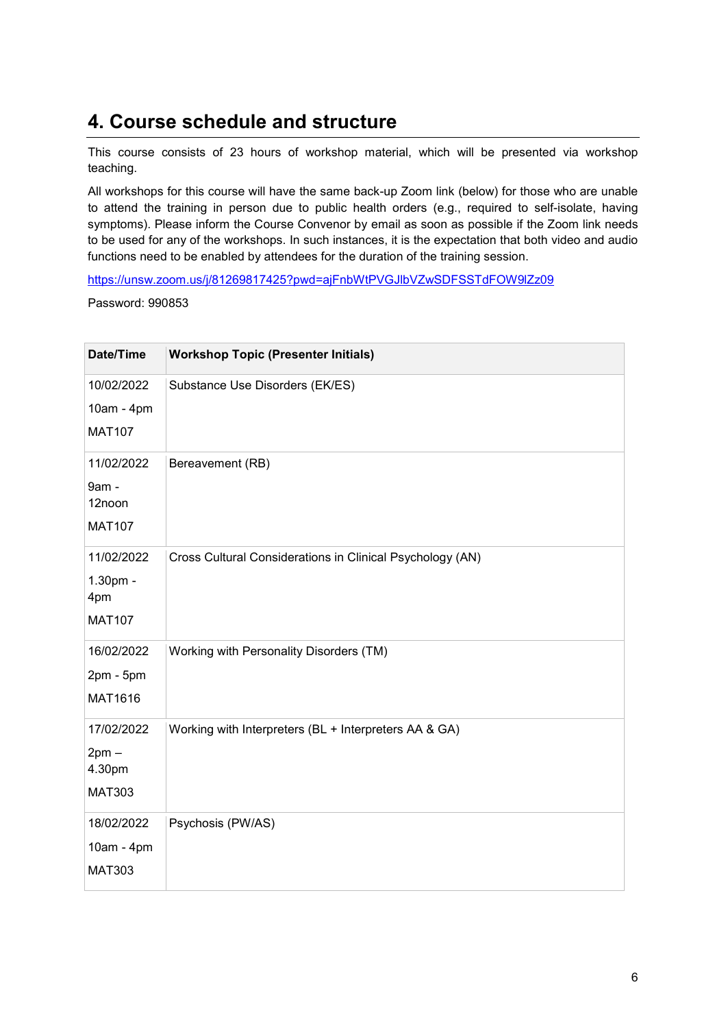## 4. Course schedule and structure

This course consists of 23 hours of workshop material, which will be presented via workshop teaching.

All workshops for this course will have the same back-up Zoom link (below) for those who are unable to attend the training in person due to public health orders (e.g., required to self-isolate, having symptoms). Please inform the Course Convenor by email as soon as possible if the Zoom link needs to be used for any of the workshops. In such instances, it is the expectation that both video and audio functions need to be enabled by attendees for the duration of the training session.

https://unsw.zoom.us/j/81269817425?pwd=ajFnbWtPVGJlbVZwSDFSSTdFOW9lZz09

Password: 990853

| Date/Time | Workshop Topic (Presenter Initials) |
|---|---|
| 10/02/2022<br>10am - 4pm<br>MAT107 | Substance Use Disorders (EK/ES) |
| 11/02/2022<br>9am - 12noon<br>MAT107 | Bereavement (RB) |
| 11/02/2022<br>1.30pm - 4pm<br>MAT107 | Cross Cultural Considerations in Clinical Psychology (AN) |
| 16/02/2022<br>2pm - 5pm<br>MAT1616 | Working with Personality Disorders (TM) |
| 17/02/2022<br>2pm – 4.30pm<br>MAT303 | Working with Interpreters (BL + Interpreters AA & GA) |
| 18/02/2022<br>10am - 4pm<br>MAT303 | Psychosis (PW/AS) |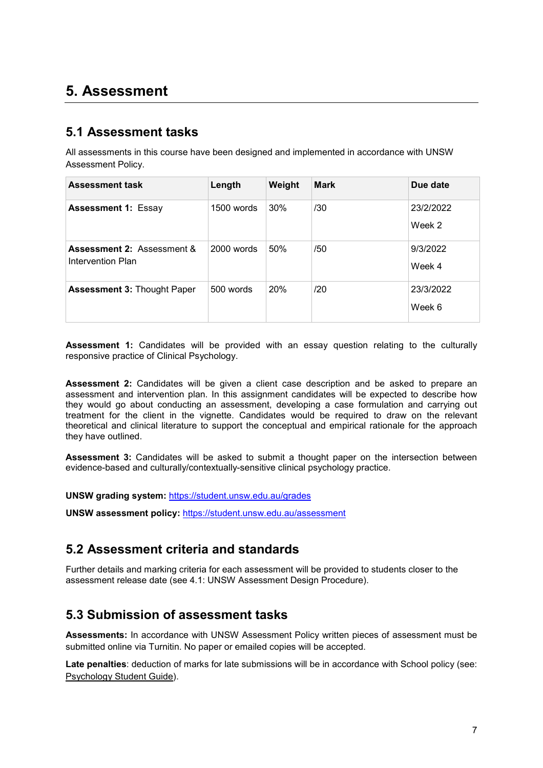# 5. Assessment

## 5.1 Assessment tasks

All assessments in this course have been designed and implemented in accordance with UNSW Assessment Policy.

| Assessment task | Length | Weight | Mark | Due date |
|---|---|---|---|---|
| **Assessment 1:** Essay | 1500 words | 30% | /30 | 23/2/2022<br>Week 2 |
| **Assessment 2:** Assessment & Intervention Plan | 2000 words | 50% | /50 | 9/3/2022<br>Week 4 |
| **Assessment 3:** Thought Paper | 500 words | 20% | /20 | 23/3/2022<br>Week 6 |

**Assessment 1:** Candidates will be provided with an essay question relating to the culturally responsive practice of Clinical Psychology.

**Assessment 2:** Candidates will be given a client case description and be asked to prepare an assessment and intervention plan. In this assignment candidates will be expected to describe how they would go about conducting an assessment, developing a case formulation and carrying out treatment for the client in the vignette. Candidates would be required to draw on the relevant theoretical and clinical literature to support the conceptual and empirical rationale for the approach they have outlined.

**Assessment 3:** Candidates will be asked to submit a thought paper on the intersection between evidence-based and culturally/contextually-sensitive clinical psychology practice.

**UNSW grading system:** https://student.unsw.edu.au/grades

**UNSW assessment policy:** https://student.unsw.edu.au/assessment

## 5.2 Assessment criteria and standards

Further details and marking criteria for each assessment will be provided to students closer to the assessment release date (see 4.1: UNSW Assessment Design Procedure).

## 5.3 Submission of assessment tasks

**Assessments:** In accordance with UNSW Assessment Policy written pieces of assessment must be submitted online via Turnitin. No paper or emailed copies will be accepted.

**Late penalties**: deduction of marks for late submissions will be in accordance with School policy (see: Psychology Student Guide).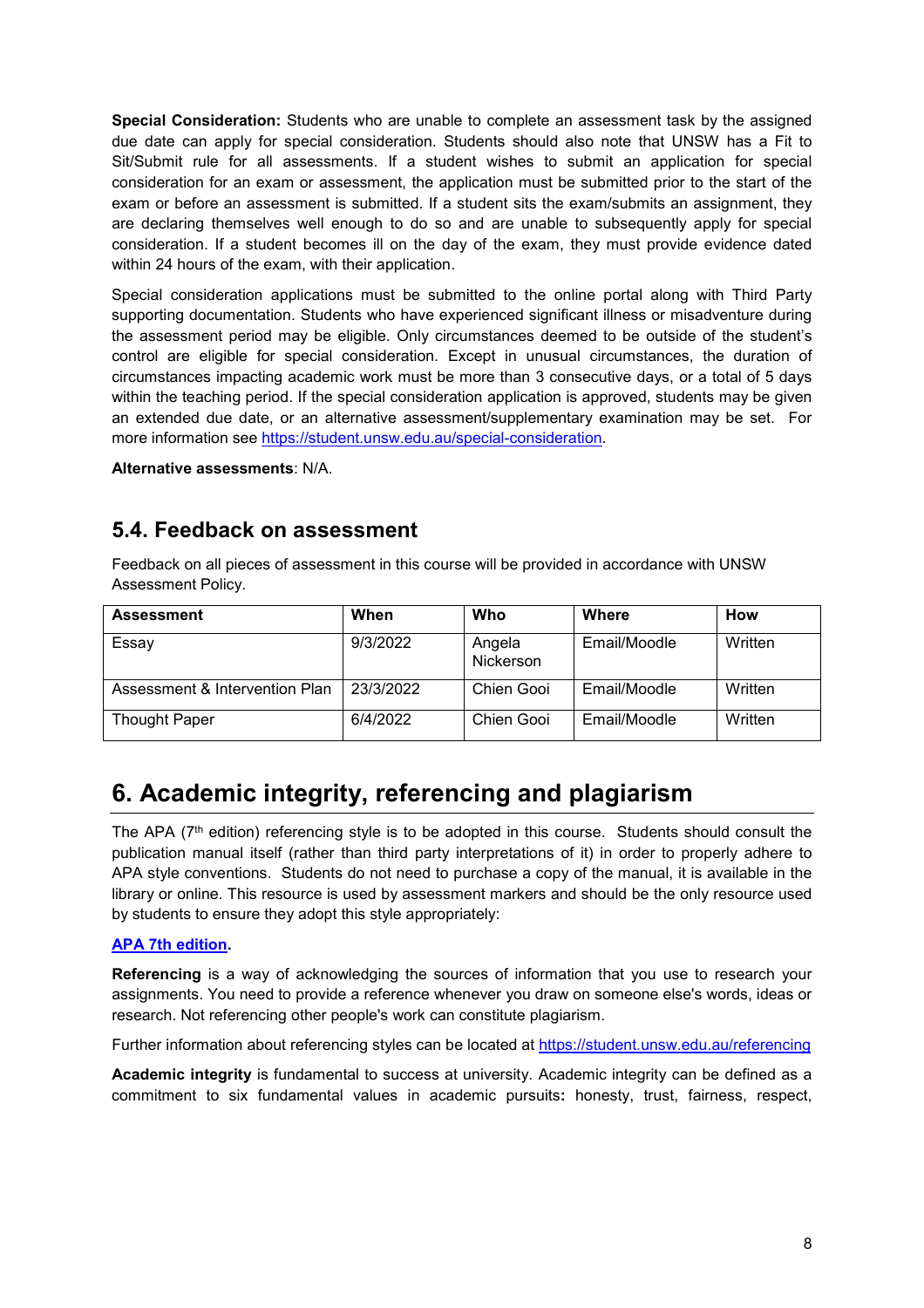**Special Consideration:** Students who are unable to complete an assessment task by the assigned due date can apply for special consideration. Students should also note that UNSW has a Fit to Sit/Submit rule for all assessments. If a student wishes to submit an application for special consideration for an exam or assessment, the application must be submitted prior to the start of the exam or before an assessment is submitted. If a student sits the exam/submits an assignment, they are declaring themselves well enough to do so and are unable to subsequently apply for special consideration. If a student becomes ill on the day of the exam, they must provide evidence dated within 24 hours of the exam, with their application.

Special consideration applications must be submitted to the online portal along with Third Party supporting documentation. Students who have experienced significant illness or misadventure during the assessment period may be eligible. Only circumstances deemed to be outside of the student's control are eligible for special consideration. Except in unusual circumstances, the duration of circumstances impacting academic work must be more than 3 consecutive days, or a total of 5 days within the teaching period. If the special consideration application is approved, students may be given an extended due date, or an alternative assessment/supplementary examination may be set. For more information see https://student.unsw.edu.au/special-consideration.

**Alternative assessments**: N/A.

## 5.4. Feedback on assessment

Feedback on all pieces of assessment in this course will be provided in accordance with UNSW Assessment Policy.

| Assessment | When | Who | Where | How |
|---|---|---|---|---|
| Essay | 9/3/2022 | Angela Nickerson | Email/Moodle | Written |
| Assessment & Intervention Plan | 23/3/2022 | Chien Gooi | Email/Moodle | Written |
| Thought Paper | 6/4/2022 | Chien Gooi | Email/Moodle | Written |

# 6. Academic integrity, referencing and plagiarism

The APA (7th edition) referencing style is to be adopted in this course. Students should consult the publication manual itself (rather than third party interpretations of it) in order to properly adhere to APA style conventions. Students do not need to purchase a copy of the manual, it is available in the library or online. This resource is used by assessment markers and should be the only resource used by students to ensure they adopt this style appropriately:

**APA 7th edition.**

**Referencing** is a way of acknowledging the sources of information that you use to research your assignments. You need to provide a reference whenever you draw on someone else's words, ideas or research. Not referencing other people's work can constitute plagiarism.

Further information about referencing styles can be located at https://student.unsw.edu.au/referencing

**Academic integrity** is fundamental to success at university. Academic integrity can be defined as a commitment to six fundamental values in academic pursuits**:** honesty, trust, fairness, respect,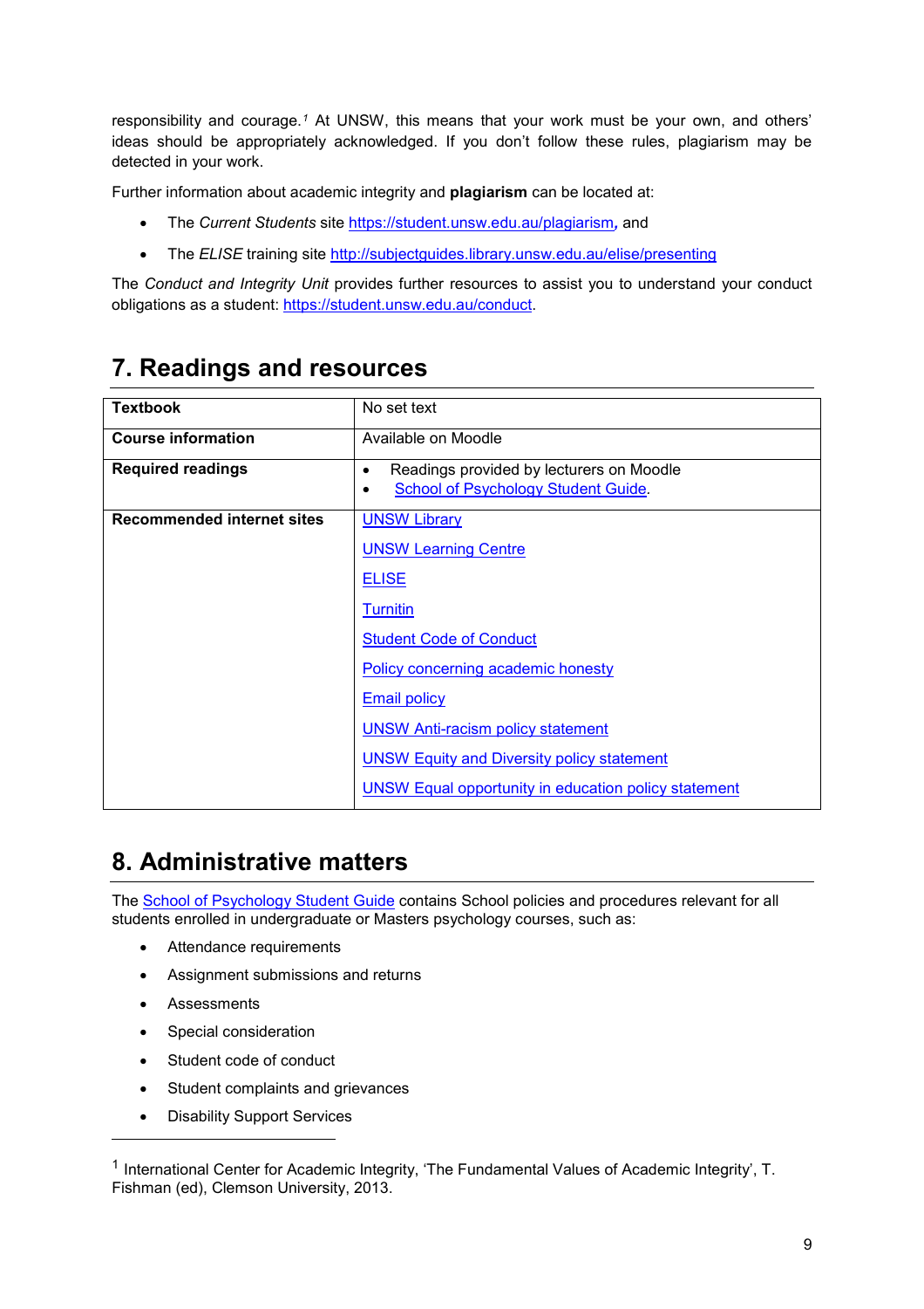responsibility and courage.[1] At UNSW, this means that your work must be your own, and others' ideas should be appropriately acknowledged. If you don't follow these rules, plagiarism may be detected in your work.

Further information about academic integrity and **plagiarism** can be located at:

- The *Current Students* site [https://student.unsw.edu.au/plagiarism](https://student.unsw.edu.au/plagiarism), and
- The *ELISE* training site [http://subjectguides.library.unsw.edu.au/elise/presenting](http://subjectguides.library.unsw.edu.au/elise/presenting)

The *Conduct and Integrity Unit* provides further resources to assist you to understand your conduct obligations as a student: [https://student.unsw.edu.au/conduct](https://student.unsw.edu.au/conduct).

## 7. Readings and resources

| | |
|---|---|
| **Textbook** | No set text |
| **Course information** | Available on Moodle |
| **Required readings** | • Readings provided by lecturers on Moodle<br>• School of Psychology Student Guide. |
| **Recommended internet sites** | UNSW Library<br>UNSW Learning Centre<br>ELISE<br>Turnitin<br>Student Code of Conduct<br>Policy concerning academic honesty<br>Email policy<br>UNSW Anti-racism policy statement<br>UNSW Equity and Diversity policy statement<br>UNSW Equal opportunity in education policy statement |

## 8. Administrative matters

The School of Psychology Student Guide contains School policies and procedures relevant for all students enrolled in undergraduate or Masters psychology courses, such as:

- Attendance requirements
- Assignment submissions and returns
- Assessments
- Special consideration
- Student code of conduct
- Student complaints and grievances
- Disability Support Services

---

[1] International Center for Academic Integrity, 'The Fundamental Values of Academic Integrity', T. Fishman (ed), Clemson University, 2013.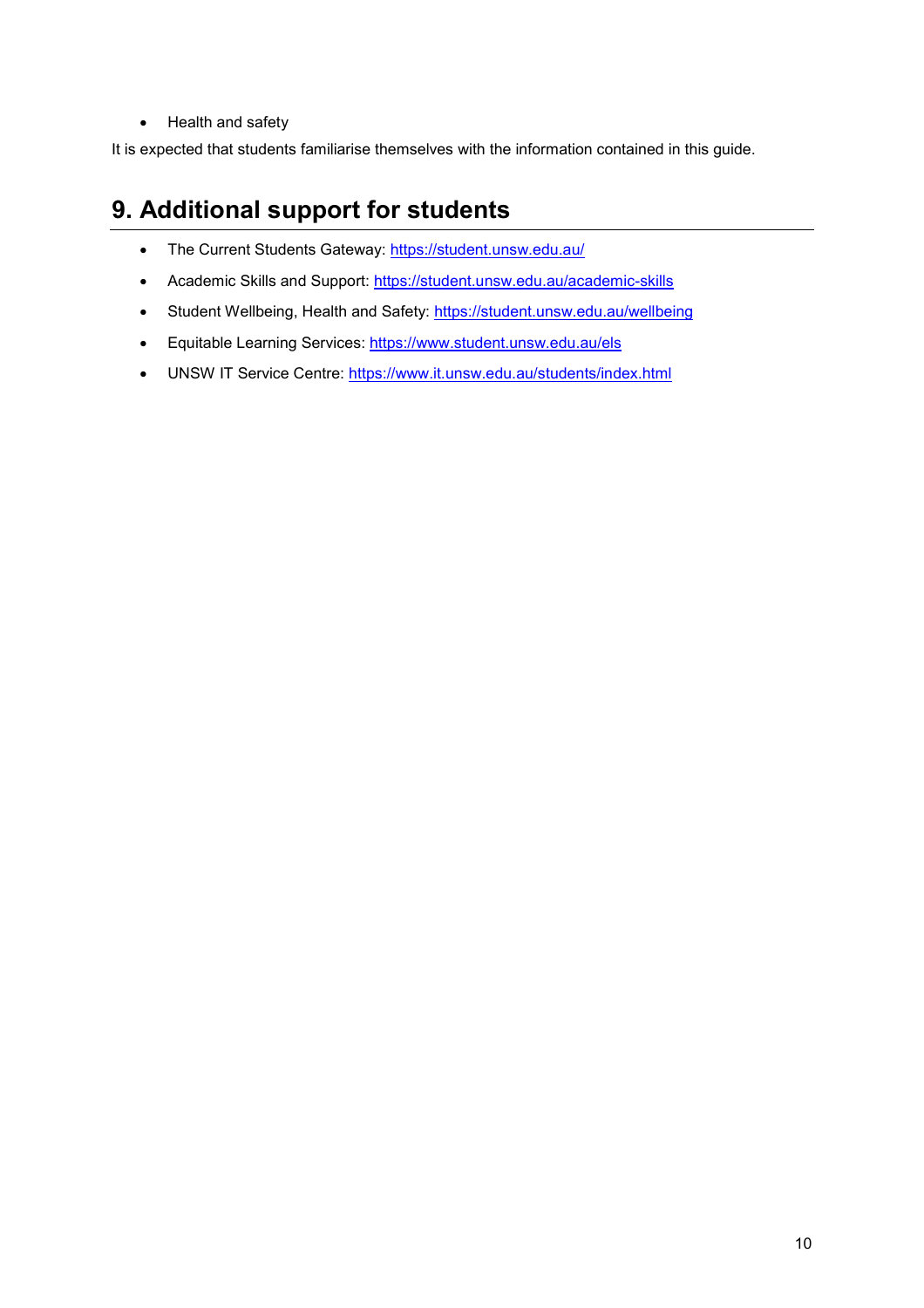- Health and safety

It is expected that students familiarise themselves with the information contained in this guide.

## 9. Additional support for students

- The Current Students Gateway: https://student.unsw.edu.au/
- Academic Skills and Support: https://student.unsw.edu.au/academic-skills
- Student Wellbeing, Health and Safety: https://student.unsw.edu.au/wellbeing
- Equitable Learning Services: https://www.student.unsw.edu.au/els
- UNSW IT Service Centre: https://www.it.unsw.edu.au/students/index.html